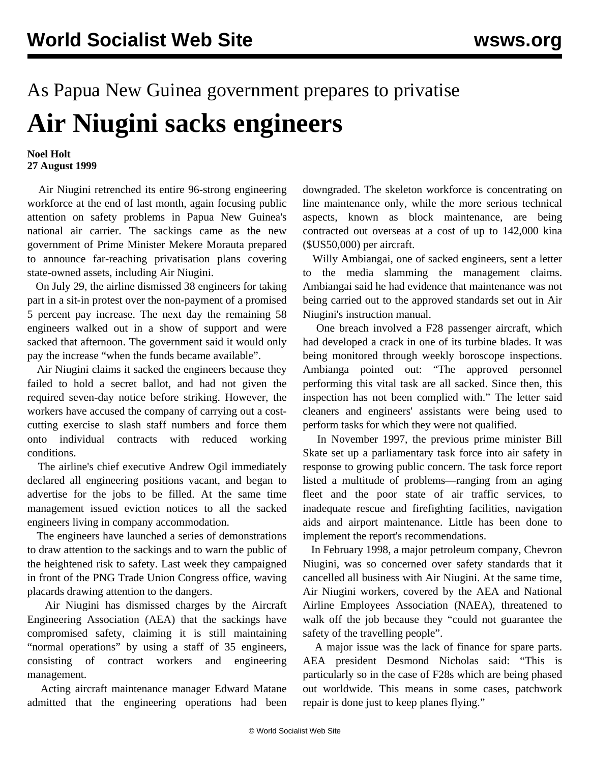As Papua New Guinea government prepares to privatise

# Air Niugini sacks engineers

**Noel Holt**
**27 August 1999**

Air Niugini retrenched its entire 96-strong engineering workforce at the end of last month, again focusing public attention on safety problems in Papua New Guinea's national air carrier. The sackings came as the new government of Prime Minister Mekere Morauta prepared to announce far-reaching privatisation plans covering state-owned assets, including Air Niugini.

On July 29, the airline dismissed 38 engineers for taking part in a sit-in protest over the non-payment of a promised 5 percent pay increase. The next day the remaining 58 engineers walked out in a show of support and were sacked that afternoon. The government said it would only pay the increase "when the funds became available".

Air Niugini claims it sacked the engineers because they failed to hold a secret ballot, and had not given the required seven-day notice before striking. However, the workers have accused the company of carrying out a cost-cutting exercise to slash staff numbers and force them onto individual contracts with reduced working conditions.

The airline's chief executive Andrew Ogil immediately declared all engineering positions vacant, and began to advertise for the jobs to be filled. At the same time management issued eviction notices to all the sacked engineers living in company accommodation.

The engineers have launched a series of demonstrations to draw attention to the sackings and to warn the public of the heightened risk to safety. Last week they campaigned in front of the PNG Trade Union Congress office, waving placards drawing attention to the dangers.

Air Niugini has dismissed charges by the Aircraft Engineering Association (AEA) that the sackings have compromised safety, claiming it is still maintaining "normal operations" by using a staff of 35 engineers, consisting of contract workers and engineering management.

Acting aircraft maintenance manager Edward Matane admitted that the engineering operations had been downgraded. The skeleton workforce is concentrating on line maintenance only, while the more serious technical aspects, known as block maintenance, are being contracted out overseas at a cost of up to 142,000 kina ($US50,000) per aircraft.

Willy Ambiangai, one of sacked engineers, sent a letter to the media slamming the management claims. Ambiangai said he had evidence that maintenance was not being carried out to the approved standards set out in Air Niugini's instruction manual.

One breach involved a F28 passenger aircraft, which had developed a crack in one of its turbine blades. It was being monitored through weekly boroscope inspections. Ambianga pointed out: "The approved personnel performing this vital task are all sacked. Since then, this inspection has not been complied with." The letter said cleaners and engineers' assistants were being used to perform tasks for which they were not qualified.

In November 1997, the previous prime minister Bill Skate set up a parliamentary task force into air safety in response to growing public concern. The task force report listed a multitude of problems—ranging from an aging fleet and the poor state of air traffic services, to inadequate rescue and firefighting facilities, navigation aids and airport maintenance. Little has been done to implement the report's recommendations.

In February 1998, a major petroleum company, Chevron Niugini, was so concerned over safety standards that it cancelled all business with Air Niugini. At the same time, Air Niugini workers, covered by the AEA and National Airline Employees Association (NAEA), threatened to walk off the job because they "could not guarantee the safety of the travelling people".

A major issue was the lack of finance for spare parts. AEA president Desmond Nicholas said: "This is particularly so in the case of F28s which are being phased out worldwide. This means in some cases, patchwork repair is done just to keep planes flying."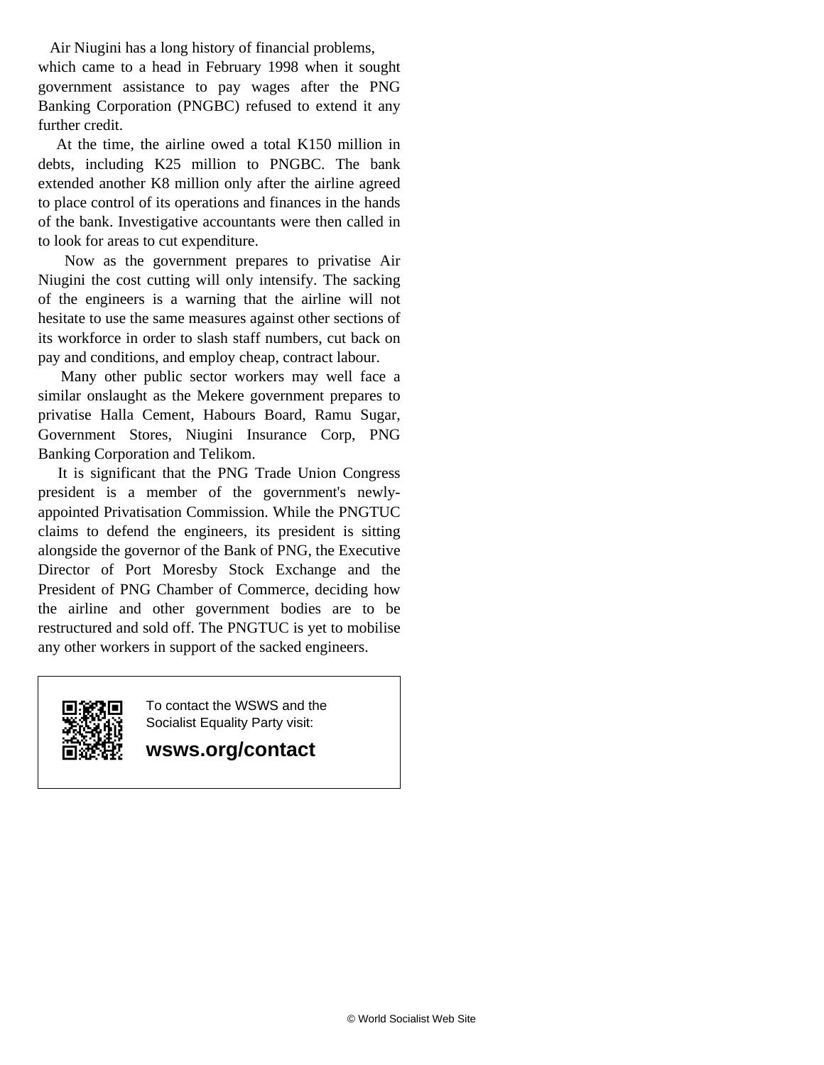Air Niugini has a long history of financial problems, which came to a head in February 1998 when it sought government assistance to pay wages after the PNG Banking Corporation (PNGBC) refused to extend it any further credit.

At the time, the airline owed a total K150 million in debts, including K25 million to PNGBC. The bank extended another K8 million only after the airline agreed to place control of its operations and finances in the hands of the bank. Investigative accountants were then called in to look for areas to cut expenditure.

Now as the government prepares to privatise Air Niugini the cost cutting will only intensify. The sacking of the engineers is a warning that the airline will not hesitate to use the same measures against other sections of its workforce in order to slash staff numbers, cut back on pay and conditions, and employ cheap, contract labour.

Many other public sector workers may well face a similar onslaught as the Mekere government prepares to privatise Halla Cement, Habours Board, Ramu Sugar, Government Stores, Niugini Insurance Corp, PNG Banking Corporation and Telikom.

It is significant that the PNG Trade Union Congress president is a member of the government's newly-appointed Privatisation Commission. While the PNGTUC claims to defend the engineers, its president is sitting alongside the governor of the Bank of PNG, the Executive Director of Port Moresby Stock Exchange and the President of PNG Chamber of Commerce, deciding how the airline and other government bodies are to be restructured and sold off. The PNGTUC is yet to mobilise any other workers in support of the sacked engineers.

To contact the WSWS and the Socialist Equality Party visit:

**wsws.org/contact**